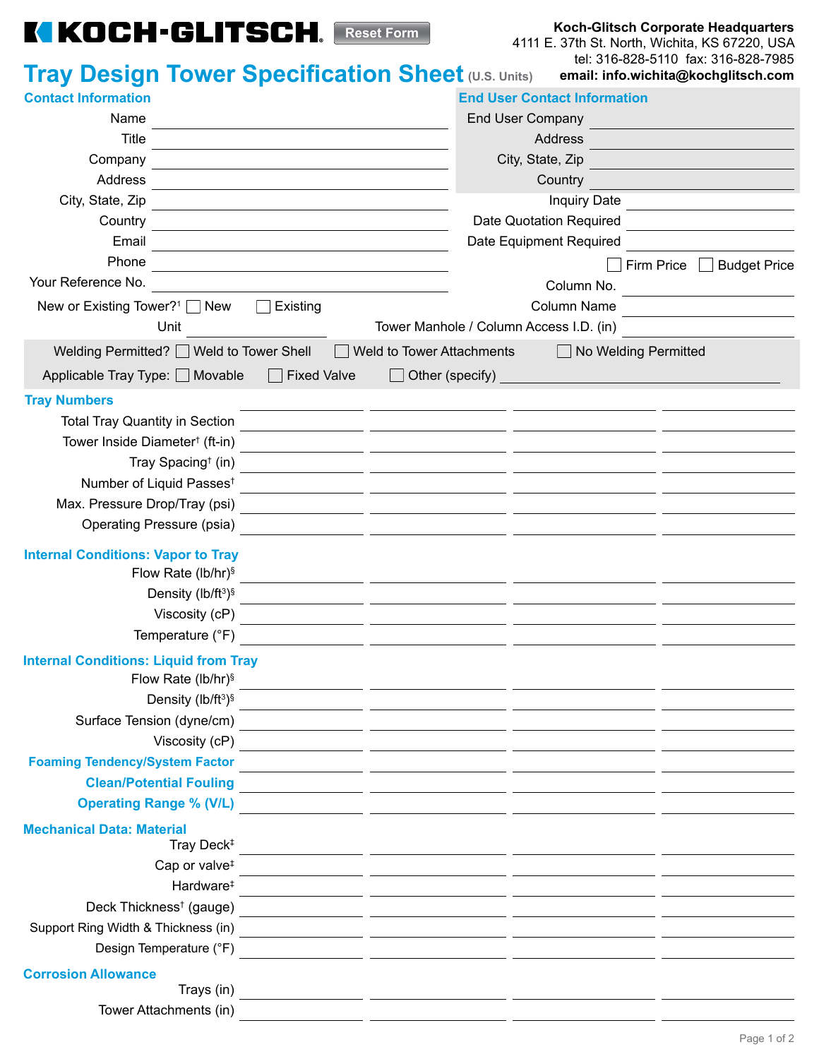**KOCH-GLITSCH** Reset Form

**Koch-Glitsch Corporate Headquarters**
4111 E. 37th St. North, Wichita, KS 67220, USA
tel: 316-828-5110 fax: 316-828-7985
**email: info.wichita@kochglitsch.com**

# Tray Design Tower Specification Sheet (U.S. Units)

## Contact Information

Name ______________________

Title ______________________

Company ______________________

Address ______________________

City, State, Zip ______________________

Country ______________________

Email ______________________

Phone ______________________

Your Reference No. ______________________

New or Existing Tower?[1] ☐ New ☐ Existing

Unit ______________________

## End User Contact Information

End User Company ______________________

Address ______________________

City, State, Zip ______________________

Country ______________________

Inquiry Date ______________________

Date Quotation Required ______________________

Date Equipment Required ______________________

☐ Firm Price ☐ Budget Price

Column No. ______________________

Column Name ______________________

Tower Manhole / Column Access I.D. (in) ______________________

Welding Permitted? ☐ Weld to Tower Shell ☐ Weld to Tower Attachments ☐ No Welding Permitted

Applicable Tray Type: ☐ Movable ☐ Fixed Valve ☐ Other (specify) ______________________

| **Tray Numbers** | | | | |
|---|---|---|---|---|
| Total Tray Quantity in Section | | | | |
| Tower Inside Diameter† (ft-in) | | | | |
| Tray Spacing† (in) | | | | |
| Number of Liquid Passes† | | | | |
| Max. Pressure Drop/Tray (psi) | | | | |
| Operating Pressure (psia) | | | | |
| **Internal Conditions: Vapor to Tray** | | | | |
| Flow Rate (lb/hr)§ | | | | |
| Density (lb/ft$^3$)§ | | | | |
| Viscosity (cP) | | | | |
| Temperature (°F) | | | | |
| **Internal Conditions: Liquid from Tray** | | | | |
| Flow Rate (lb/hr)§ | | | | |
| Density (lb/ft$^3$)§ | | | | |
| Surface Tension (dyne/cm) | | | | |
| Viscosity (cP) | | | | |
| **Foaming Tendency/System Factor** | | | | |
| **Clean/Potential Fouling** | | | | |
| **Operating Range % (V/L)** | | | | |
| **Mechanical Data: Material** | | | | |
| Tray Deck‡ | | | | |
| Cap or valve‡ | | | | |
| Hardware‡ | | | | |
| Deck Thickness† (gauge) | | | | |
| Support Ring Width & Thickness (in) | | | | |
| Design Temperature (°F) | | | | |
| **Corrosion Allowance** | | | | |
| Trays (in) | | | | |
| Tower Attachments (in) | | | | |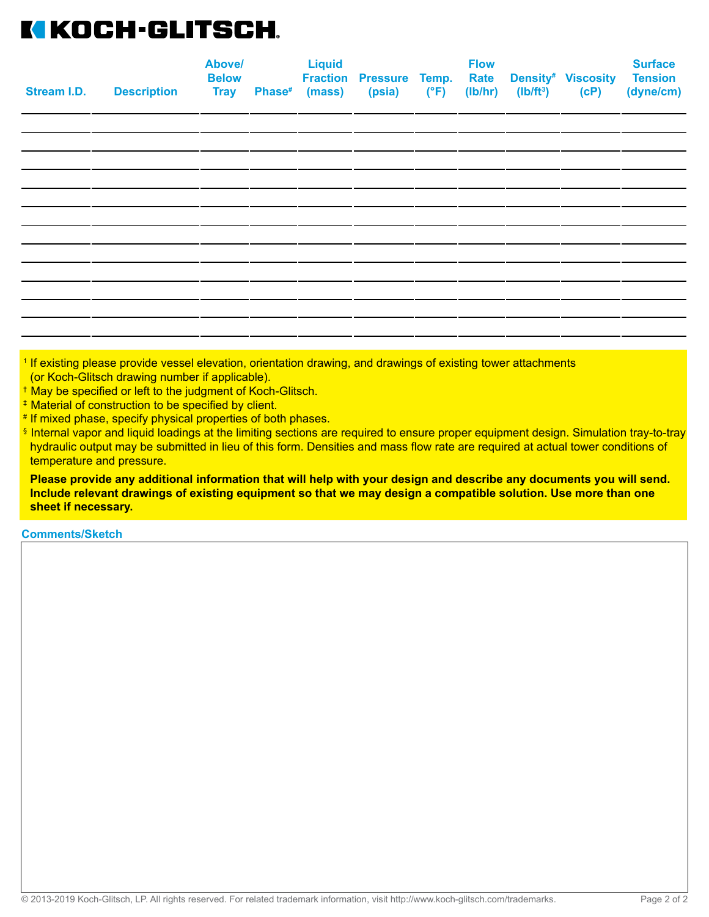# KOCH-GLITSCH

| Stream I.D. | Description | Above/ Below Tray | Phase# | Liquid Fraction (mass) | Pressure (psia) | Temp. (°F) | Flow Rate (lb/hr) | Density# (lb/ft$^3$) | Viscosity (cP) | Surface Tension (dyne/cm) |
|---|---|---|---|---|---|---|---|---|---|---|
| | | | | | | | | | | |
| | | | | | | | | | | |
| | | | | | | | | | | |
| | | | | | | | | | | |
| | | | | | | | | | | |
| | | | | | | | | | | |
| | | | | | | | | | | |
| | | | | | | | | | | |
| | | | | | | | | | | |
| | | | | | | | | | | |
| | | | | | | | | | | |
| | | | | | | | | | | |
| | | | | | | | | | | |

[1] If existing please provide vessel elevation, orientation drawing, and drawings of existing tower attachments (or Koch-Glitsch drawing number if applicable).

† May be specified or left to the judgment of Koch-Glitsch.

‡ Material of construction to be specified by client.

# If mixed phase, specify physical properties of both phases.

§ Internal vapor and liquid loadings at the limiting sections are required to ensure proper equipment design. Simulation tray-to-tray hydraulic output may be submitted in lieu of this form. Densities and mass flow rate are required at actual tower conditions of temperature and pressure.

**Please provide any additional information that will help with your design and describe any documents you will send. Include relevant drawings of existing equipment so that we may design a compatible solution. Use more than one sheet if necessary.**

**Comments/Sketch**

© 2013-2019 Koch-Glitsch, LP. All rights reserved. For related trademark information, visit http://www.koch-glitsch.com/trademarks.